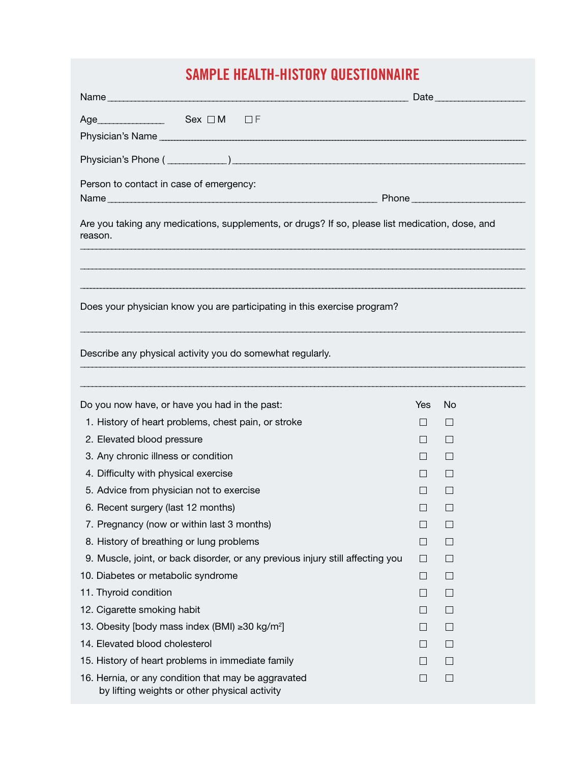# SAMPLE HEALTH-HISTORY QUESTIONNAIRE

Name \_\_\_\_\_\_\_\_\_\_\_\_\_\_\_\_\_\_\_\_\_\_\_\_\_\_\_\_\_\_\_\_\_\_\_\_\_\_\_\_\_\_\_\_\_\_\_\_ Date \_\_\_\_\_\_\_\_\_\_\_\_\_\_\_\_

Age\_\_\_\_\_\_\_\_\_\_\_\_ Sex ☐ M ☐ F

Physician's Name \_\_\_\_\_\_\_\_\_\_\_\_\_\_\_\_\_\_\_\_\_\_\_\_\_\_\_\_\_\_\_\_\_\_\_\_\_\_\_\_\_\_\_\_\_\_\_\_\_\_\_\_\_\_\_\_\_\_\_\_

Physician's Phone ( \_\_\_\_\_\_\_\_\_\_ ) \_\_\_\_\_\_\_\_\_\_\_\_\_\_\_\_\_\_\_\_\_\_\_\_\_\_\_\_\_\_\_\_\_\_\_\_\_\_\_\_\_\_\_\_\_\_\_\_

Person to contact in case of emergency:

Name \_\_\_\_\_\_\_\_\_\_\_\_\_\_\_\_\_\_\_\_\_\_\_\_\_\_\_\_\_\_\_\_\_\_\_\_\_\_\_\_\_\_\_\_\_\_ Phone \_\_\_\_\_\_\_\_\_\_\_\_\_\_\_\_\_\_\_\_

Are you taking any medications, supplements, or drugs? If so, please list medication, dose, and reason.

\_\_\_\_\_\_\_\_\_\_\_\_\_\_\_\_\_\_\_\_\_\_\_\_\_\_\_\_\_\_\_\_\_\_\_\_\_\_\_\_\_\_\_\_\_\_\_\_\_\_\_\_\_\_\_\_\_\_\_\_\_\_\_\_\_\_\_\_\_\_\_\_\_\_\_\_

\_\_\_\_\_\_\_\_\_\_\_\_\_\_\_\_\_\_\_\_\_\_\_\_\_\_\_\_\_\_\_\_\_\_\_\_\_\_\_\_\_\_\_\_\_\_\_\_\_\_\_\_\_\_\_\_\_\_\_\_\_\_\_\_\_\_\_\_\_\_\_\_\_\_\_\_

\_\_\_\_\_\_\_\_\_\_\_\_\_\_\_\_\_\_\_\_\_\_\_\_\_\_\_\_\_\_\_\_\_\_\_\_\_\_\_\_\_\_\_\_\_\_\_\_\_\_\_\_\_\_\_\_\_\_\_\_\_\_\_\_\_\_\_\_\_\_\_\_\_\_\_\_

Does your physician know you are participating in this exercise program?

\_\_\_\_\_\_\_\_\_\_\_\_\_\_\_\_\_\_\_\_\_\_\_\_\_\_\_\_\_\_\_\_\_\_\_\_\_\_\_\_\_\_\_\_\_\_\_\_\_\_\_\_\_\_\_\_\_\_\_\_\_\_\_\_\_\_\_\_\_\_\_\_\_\_\_\_

Describe any physical activity you do somewhat regularly.

\_\_\_\_\_\_\_\_\_\_\_\_\_\_\_\_\_\_\_\_\_\_\_\_\_\_\_\_\_\_\_\_\_\_\_\_\_\_\_\_\_\_\_\_\_\_\_\_\_\_\_\_\_\_\_\_\_\_\_\_\_\_\_\_\_\_\_\_\_\_\_\_\_\_\_\_

\_\_\_\_\_\_\_\_\_\_\_\_\_\_\_\_\_\_\_\_\_\_\_\_\_\_\_\_\_\_\_\_\_\_\_\_\_\_\_\_\_\_\_\_\_\_\_\_\_\_\_\_\_\_\_\_\_\_\_\_\_\_\_\_\_\_\_\_\_\_\_\_\_\_\_\_

| Do you now have, or have you had in the past: | Yes | No |
|---|---|---|
| 1. History of heart problems, chest pain, or stroke | ☐ | ☐ |
| 2. Elevated blood pressure | ☐ | ☐ |
| 3. Any chronic illness or condition | ☐ | ☐ |
| 4. Difficulty with physical exercise | ☐ | ☐ |
| 5. Advice from physician not to exercise | ☐ | ☐ |
| 6. Recent surgery (last 12 months) | ☐ | ☐ |
| 7. Pregnancy (now or within last 3 months) | ☐ | ☐ |
| 8. History of breathing or lung problems | ☐ | ☐ |
| 9. Muscle, joint, or back disorder, or any previous injury still affecting you | ☐ | ☐ |
| 10. Diabetes or metabolic syndrome | ☐ | ☐ |
| 11. Thyroid condition | ☐ | ☐ |
| 12. Cigarette smoking habit | ☐ | ☐ |
| 13. Obesity [body mass index (BMI) ≥30 $kg/m^2$] | ☐ | ☐ |
| 14. Elevated blood cholesterol | ☐ | ☐ |
| 15. History of heart problems in immediate family | ☐ | ☐ |
| 16. Hernia, or any condition that may be aggravated by lifting weights or other physical activity | ☐ | ☐ |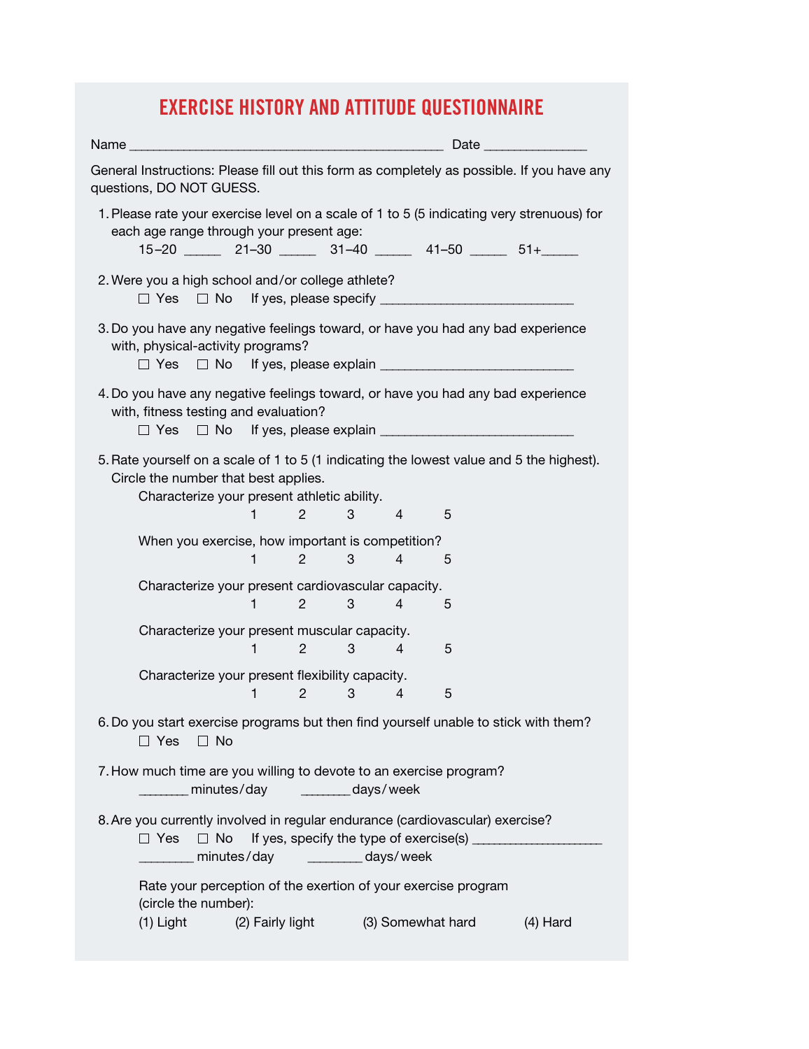# EXERCISE HISTORY AND ATTITUDE QUESTIONNAIRE

Name _____________________________________________ Date ______________

General Instructions: Please fill out this form as completely as possible. If you have any questions, DO NOT GUESS.

1. Please rate your exercise level on a scale of 1 to 5 (5 indicating very strenuous) for each age range through your present age:

   15–20 _____ 21–30 _____ 31–40 _____ 41–50 _____ 51+_____

2. Were you a high school and/or college athlete?

   ☐ Yes ☐ No If yes, please specify ___________________________

3. Do you have any negative feelings toward, or have you had any bad experience with, physical-activity programs?

   ☐ Yes ☐ No If yes, please explain ___________________________

4. Do you have any negative feelings toward, or have you had any bad experience with, fitness testing and evaluation?

   ☐ Yes ☐ No If yes, please explain ___________________________

5. Rate yourself on a scale of 1 to 5 (1 indicating the lowest value and 5 the highest). Circle the number that best applies.

   Characterize your present athletic ability.

   1 2 3 4 5

   When you exercise, how important is competition?

   1 2 3 4 5

   Characterize your present cardiovascular capacity.

   1 2 3 4 5

   Characterize your present muscular capacity.

   1 2 3 4 5

   Characterize your present flexibility capacity.

   1 2 3 4 5

6. Do you start exercise programs but then find yourself unable to stick with them?

   ☐ Yes ☐ No

7. How much time are you willing to devote to an exercise program?

   _______ minutes/day _______ days/week

8. Are you currently involved in regular endurance (cardiovascular) exercise?

   ☐ Yes ☐ No If yes, specify the type of exercise(s) __________________

   ________ minutes/day ________ days/week

   Rate your perception of the exertion of your exercise program (circle the number):

   (1) Light (2) Fairly light (3) Somewhat hard (4) Hard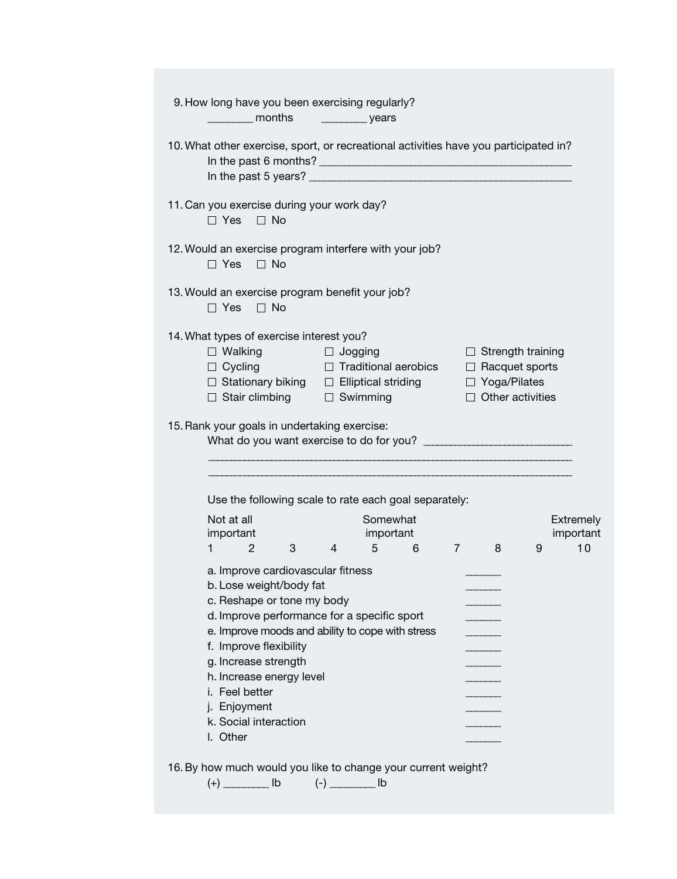9. How long have you been exercising regularly?

    ________ months ________ years

10. What other exercise, sport, or recreational activities have you participated in?

    In the past 6 months? ____________________________________________

    In the past 5 years? ______________________________________________

11. Can you exercise during your work day?

    ☐ Yes ☐ No

12. Would an exercise program interfere with your job?

    ☐ Yes ☐ No

13. Would an exercise program benefit your job?

    ☐ Yes ☐ No

14. What types of exercise interest you?

    ☐ Walking
    ☐ Cycling
    ☐ Stationary biking
    ☐ Stair climbing
    ☐ Jogging
    ☐ Traditional aerobics
    ☐ Elliptical striding
    ☐ Swimming
    ☐ Strength training
    ☐ Racquet sports
    ☐ Yoga/Pilates
    ☐ Other activities

15. Rank your goals in undertaking exercise:

    What do you want exercise to do for you? ___________________________

    ____________________________________________________________________

    ____________________________________________________________________

    Use the following scale to rate each goal separately:

| Not at all important | | | | Somewhat important | | | | | Extremely important |
|---|---|---|---|---|---|---|---|---|---|
| 1 | 2 | 3 | 4 | 5 | 6 | 7 | 8 | 9 | 10 |

    a. Improve cardiovascular fitness ______
    b. Lose weight/body fat ______
    c. Reshape or tone my body ______
    d. Improve performance for a specific sport ______
    e. Improve moods and ability to cope with stress ______
    f. Improve flexibility ______
    g. Increase strength ______
    h. Increase energy level ______
    i. Feel better ______
    j. Enjoyment ______
    k. Social interaction ______
    l. Other ______

16. By how much would you like to change your current weight?

    (+) ________ lb (-) ________ lb